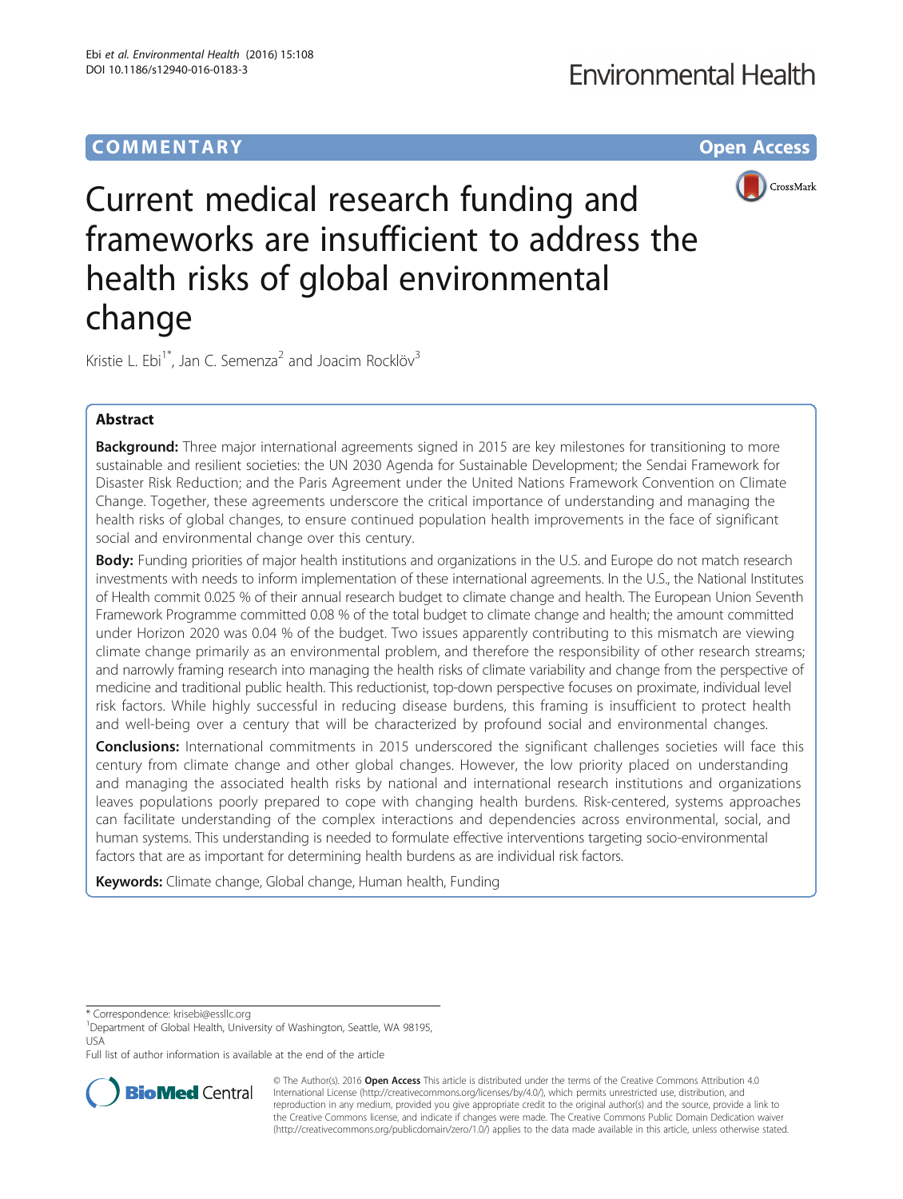COMMENTARY Open Access

# Current medical research funding and frameworks are insufficient to address the health risks of global environmental change

Kristie L. Ebi[1*], Jan C. Semenza[2] and Joacim Rocklöv[3]

## Abstract

**Background:** Three major international agreements signed in 2015 are key milestones for transitioning to more sustainable and resilient societies: the UN 2030 Agenda for Sustainable Development; the Sendai Framework for Disaster Risk Reduction; and the Paris Agreement under the United Nations Framework Convention on Climate Change. Together, these agreements underscore the critical importance of understanding and managing the health risks of global changes, to ensure continued population health improvements in the face of significant social and environmental change over this century.

**Body:** Funding priorities of major health institutions and organizations in the U.S. and Europe do not match research investments with needs to inform implementation of these international agreements. In the U.S., the National Institutes of Health commit 0.025 % of their annual research budget to climate change and health. The European Union Seventh Framework Programme committed 0.08 % of the total budget to climate change and health; the amount committed under Horizon 2020 was 0.04 % of the budget. Two issues apparently contributing to this mismatch are viewing climate change primarily as an environmental problem, and therefore the responsibility of other research streams; and narrowly framing research into managing the health risks of climate variability and change from the perspective of medicine and traditional public health. This reductionist, top-down perspective focuses on proximate, individual level risk factors. While highly successful in reducing disease burdens, this framing is insufficient to protect health and well-being over a century that will be characterized by profound social and environmental changes.

**Conclusions:** International commitments in 2015 underscored the significant challenges societies will face this century from climate change and other global changes. However, the low priority placed on understanding and managing the associated health risks by national and international research institutions and organizations leaves populations poorly prepared to cope with changing health burdens. Risk-centered, systems approaches can facilitate understanding of the complex interactions and dependencies across environmental, social, and human systems. This understanding is needed to formulate effective interventions targeting socio-environmental factors that are as important for determining health burdens as are individual risk factors.

**Keywords:** Climate change, Global change, Human health, Funding

\* Correspondence: krisebi@essllc.org
[1]Department of Global Health, University of Washington, Seattle, WA 98195, USA
Full list of author information is available at the end of the article

© The Author(s). 2016 **Open Access** This article is distributed under the terms of the Creative Commons Attribution 4.0 International License (http://creativecommons.org/licenses/by/4.0/), which permits unrestricted use, distribution, and reproduction in any medium, provided you give appropriate credit to the original author(s) and the source, provide a link to the Creative Commons license, and indicate if changes were made. The Creative Commons Public Domain Dedication waiver (http://creativecommons.org/publicdomain/zero/1.0/) applies to the data made available in this article, unless otherwise stated.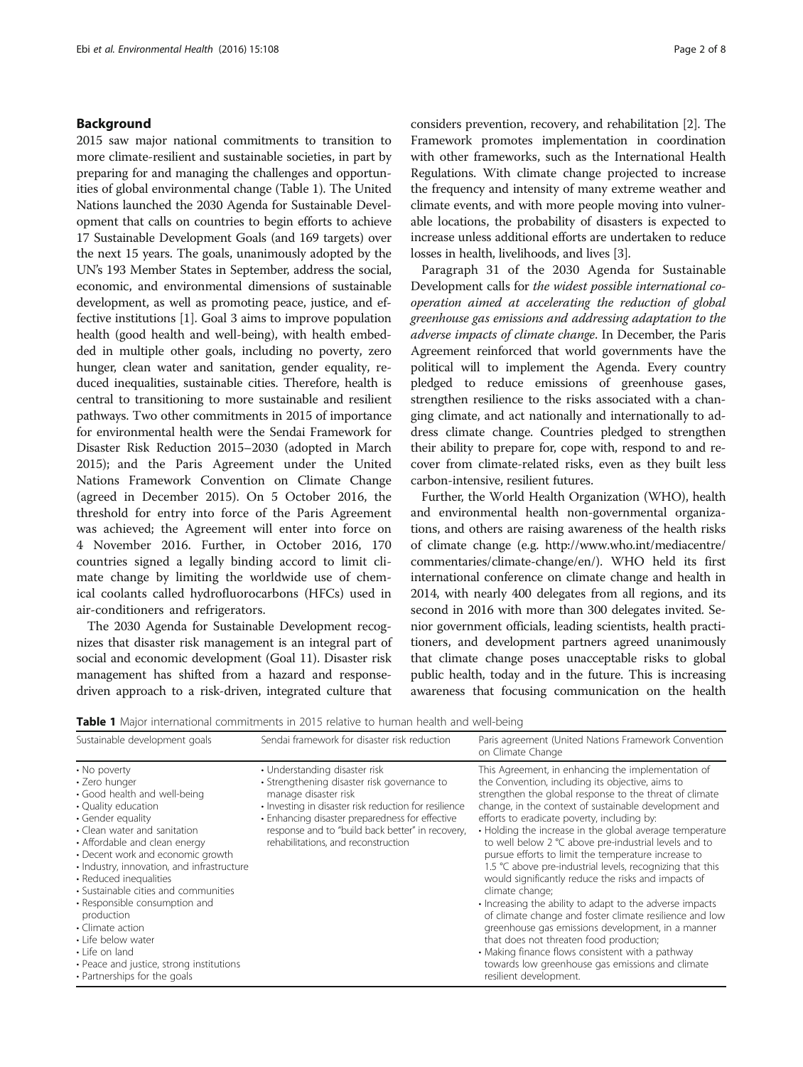## Background

2015 saw major national commitments to transition to more climate-resilient and sustainable societies, in part by preparing for and managing the challenges and opportunities of global environmental change (Table 1). The United Nations launched the 2030 Agenda for Sustainable Development that calls on countries to begin efforts to achieve 17 Sustainable Development Goals (and 169 targets) over the next 15 years. The goals, unanimously adopted by the UN's 193 Member States in September, address the social, economic, and environmental dimensions of sustainable development, as well as promoting peace, justice, and effective institutions [1]. Goal 3 aims to improve population health (good health and well-being), with health embedded in multiple other goals, including no poverty, zero hunger, clean water and sanitation, gender equality, reduced inequalities, sustainable cities. Therefore, health is central to transitioning to more sustainable and resilient pathways. Two other commitments in 2015 of importance for environmental health were the Sendai Framework for Disaster Risk Reduction 2015–2030 (adopted in March 2015); and the Paris Agreement under the United Nations Framework Convention on Climate Change (agreed in December 2015). On 5 October 2016, the threshold for entry into force of the Paris Agreement was achieved; the Agreement will enter into force on 4 November 2016. Further, in October 2016, 170 countries signed a legally binding accord to limit climate change by limiting the worldwide use of chemical coolants called hydrofluorocarbons (HFCs) used in air-conditioners and refrigerators.

The 2030 Agenda for Sustainable Development recognizes that disaster risk management is an integral part of social and economic development (Goal 11). Disaster risk management has shifted from a hazard and response-driven approach to a risk-driven, integrated culture that considers prevention, recovery, and rehabilitation [2]. The Framework promotes implementation in coordination with other frameworks, such as the International Health Regulations. With climate change projected to increase the frequency and intensity of many extreme weather and climate events, and with more people moving into vulnerable locations, the probability of disasters is expected to increase unless additional efforts are undertaken to reduce losses in health, livelihoods, and lives [3].

Paragraph 31 of the 2030 Agenda for Sustainable Development calls for *the widest possible international cooperation aimed at accelerating the reduction of global greenhouse gas emissions and addressing adaptation to the adverse impacts of climate change*. In December, the Paris Agreement reinforced that world governments have the political will to implement the Agenda. Every country pledged to reduce emissions of greenhouse gases, strengthen resilience to the risks associated with a changing climate, and act nationally and internationally to address climate change. Countries pledged to strengthen their ability to prepare for, cope with, respond to and recover from climate-related risks, even as they built less carbon-intensive, resilient futures.

Further, the World Health Organization (WHO), health and environmental health non-governmental organizations, and others are raising awareness of the health risks of climate change (e.g. http://www.who.int/mediacentre/commentaries/climate-change/en/). WHO held its first international conference on climate change and health in 2014, with nearly 400 delegates from all regions, and its second in 2016 with more than 300 delegates invited. Senior government officials, leading scientists, health practitioners, and development partners agreed unanimously that climate change poses unacceptable risks to global public health, today and in the future. This is increasing awareness that focusing communication on the health

**Table 1** Major international commitments in 2015 relative to human health and well-being

| Sustainable development goals | Sendai framework for disaster risk reduction | Paris agreement (United Nations Framework Convention on Climate Change |
|---|---|---|
| • No poverty<br>• Zero hunger<br>• Good health and well-being<br>• Quality education<br>• Gender equality<br>• Clean water and sanitation<br>• Affordable and clean energy<br>• Decent work and economic growth<br>• Industry, innovation, and infrastructure<br>• Reduced inequalities<br>• Sustainable cities and communities<br>• Responsible consumption and production<br>• Climate action<br>• Life below water<br>• Life on land<br>• Peace and justice, strong institutions<br>• Partnerships for the goals | • Understanding disaster risk<br>• Strengthening disaster risk governance to manage disaster risk<br>• Investing in disaster risk reduction for resilience<br>• Enhancing disaster preparedness for effective response and to "build back better" in recovery, rehabilitations, and reconstruction | This Agreement, in enhancing the implementation of the Convention, including its objective, aims to strengthen the global response to the threat of climate change, in the context of sustainable development and efforts to eradicate poverty, including by:<br>• Holding the increase in the global average temperature to well below 2 °C above pre-industrial levels and to pursue efforts to limit the temperature increase to 1.5 °C above pre-industrial levels, recognizing that this would significantly reduce the risks and impacts of climate change;<br>• Increasing the ability to adapt to the adverse impacts of climate change and foster climate resilience and low greenhouse gas emissions development, in a manner that does not threaten food production;<br>• Making finance flows consistent with a pathway towards low greenhouse gas emissions and climate resilient development. |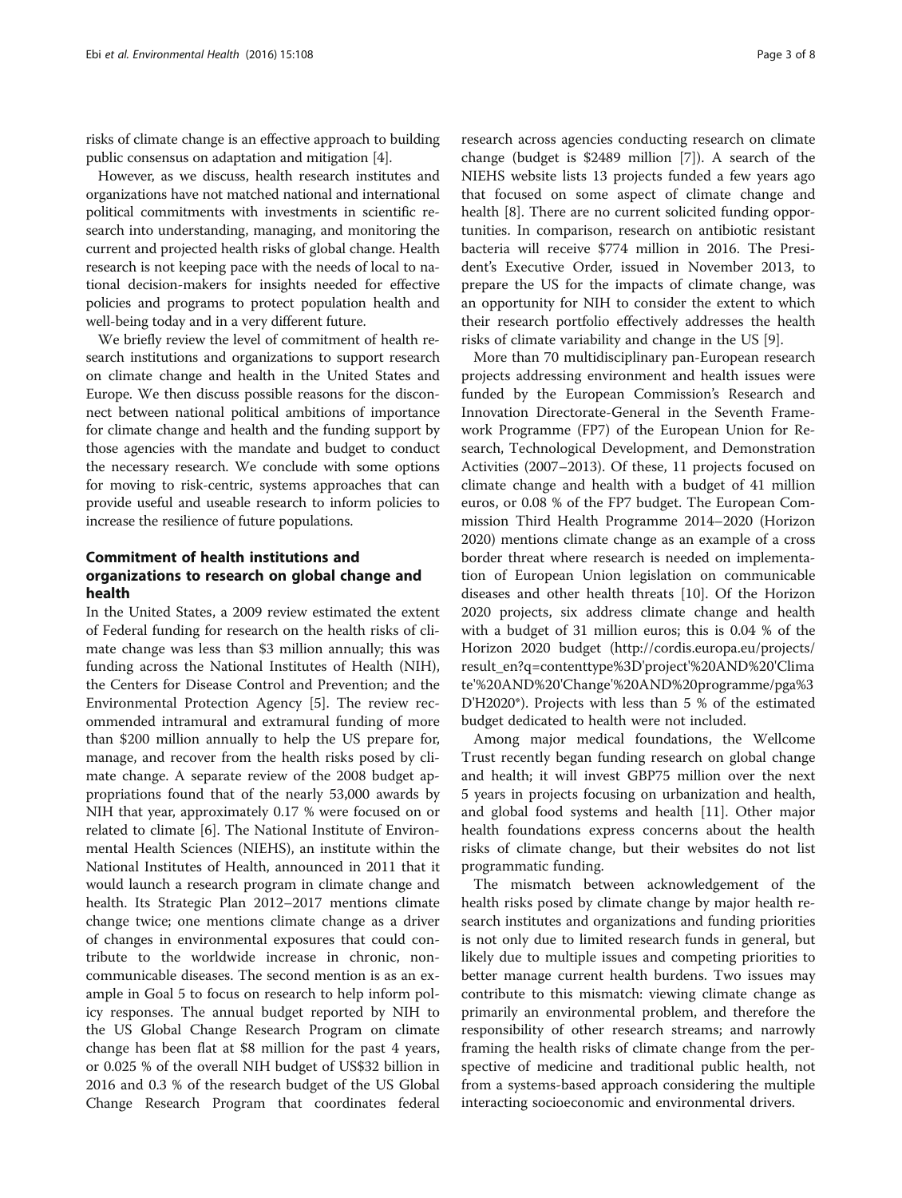risks of climate change is an effective approach to building public consensus on adaptation and mitigation [4].

However, as we discuss, health research institutes and organizations have not matched national and international political commitments with investments in scientific research into understanding, managing, and monitoring the current and projected health risks of global change. Health research is not keeping pace with the needs of local to national decision-makers for insights needed for effective policies and programs to protect population health and well-being today and in a very different future.

We briefly review the level of commitment of health research institutions and organizations to support research on climate change and health in the United States and Europe. We then discuss possible reasons for the disconnect between national political ambitions of importance for climate change and health and the funding support by those agencies with the mandate and budget to conduct the necessary research. We conclude with some options for moving to risk-centric, systems approaches that can provide useful and useable research to inform policies to increase the resilience of future populations.

## Commitment of health institutions and organizations to research on global change and health

In the United States, a 2009 review estimated the extent of Federal funding for research on the health risks of climate change was less than \$3 million annually; this was funding across the National Institutes of Health (NIH), the Centers for Disease Control and Prevention; and the Environmental Protection Agency [5]. The review recommended intramural and extramural funding of more than \$200 million annually to help the US prepare for, manage, and recover from the health risks posed by climate change. A separate review of the 2008 budget appropriations found that of the nearly 53,000 awards by NIH that year, approximately 0.17 % were focused on or related to climate [6]. The National Institute of Environmental Health Sciences (NIEHS), an institute within the National Institutes of Health, announced in 2011 that it would launch a research program in climate change and health. Its Strategic Plan 2012–2017 mentions climate change twice; one mentions climate change as a driver of changes in environmental exposures that could contribute to the worldwide increase in chronic, noncommunicable diseases. The second mention is as an example in Goal 5 to focus on research to help inform policy responses. The annual budget reported by NIH to the US Global Change Research Program on climate change has been flat at \$8 million for the past 4 years, or 0.025 % of the overall NIH budget of US\$32 billion in 2016 and 0.3 % of the research budget of the US Global Change Research Program that coordinates federal research across agencies conducting research on climate change (budget is \$2489 million [7]). A search of the NIEHS website lists 13 projects funded a few years ago that focused on some aspect of climate change and health [8]. There are no current solicited funding opportunities. In comparison, research on antibiotic resistant bacteria will receive \$774 million in 2016. The President's Executive Order, issued in November 2013, to prepare the US for the impacts of climate change, was an opportunity for NIH to consider the extent to which their research portfolio effectively addresses the health risks of climate variability and change in the US [9].

More than 70 multidisciplinary pan-European research projects addressing environment and health issues were funded by the European Commission's Research and Innovation Directorate-General in the Seventh Framework Programme (FP7) of the European Union for Research, Technological Development, and Demonstration Activities (2007–2013). Of these, 11 projects focused on climate change and health with a budget of 41 million euros, or 0.08 % of the FP7 budget. The European Commission Third Health Programme 2014–2020 (Horizon 2020) mentions climate change as an example of a cross border threat where research is needed on implementation of European Union legislation on communicable diseases and other health threats [10]. Of the Horizon 2020 projects, six address climate change and health with a budget of 31 million euros; this is 0.04 % of the Horizon 2020 budget (http://cordis.europa.eu/projects/result_en?q=contenttype%3D'project'%20AND%20'Climate'%20AND%20'Change'%20AND%20programme/pga%3D'H2020*). Projects with less than 5 % of the estimated budget dedicated to health were not included.

Among major medical foundations, the Wellcome Trust recently began funding research on global change and health; it will invest GBP75 million over the next 5 years in projects focusing on urbanization and health, and global food systems and health [11]. Other major health foundations express concerns about the health risks of climate change, but their websites do not list programmatic funding.

The mismatch between acknowledgement of the health risks posed by climate change by major health research institutes and organizations and funding priorities is not only due to limited research funds in general, but likely due to multiple issues and competing priorities to better manage current health burdens. Two issues may contribute to this mismatch: viewing climate change as primarily an environmental problem, and therefore the responsibility of other research streams; and narrowly framing the health risks of climate change from the perspective of medicine and traditional public health, not from a systems-based approach considering the multiple interacting socioeconomic and environmental drivers.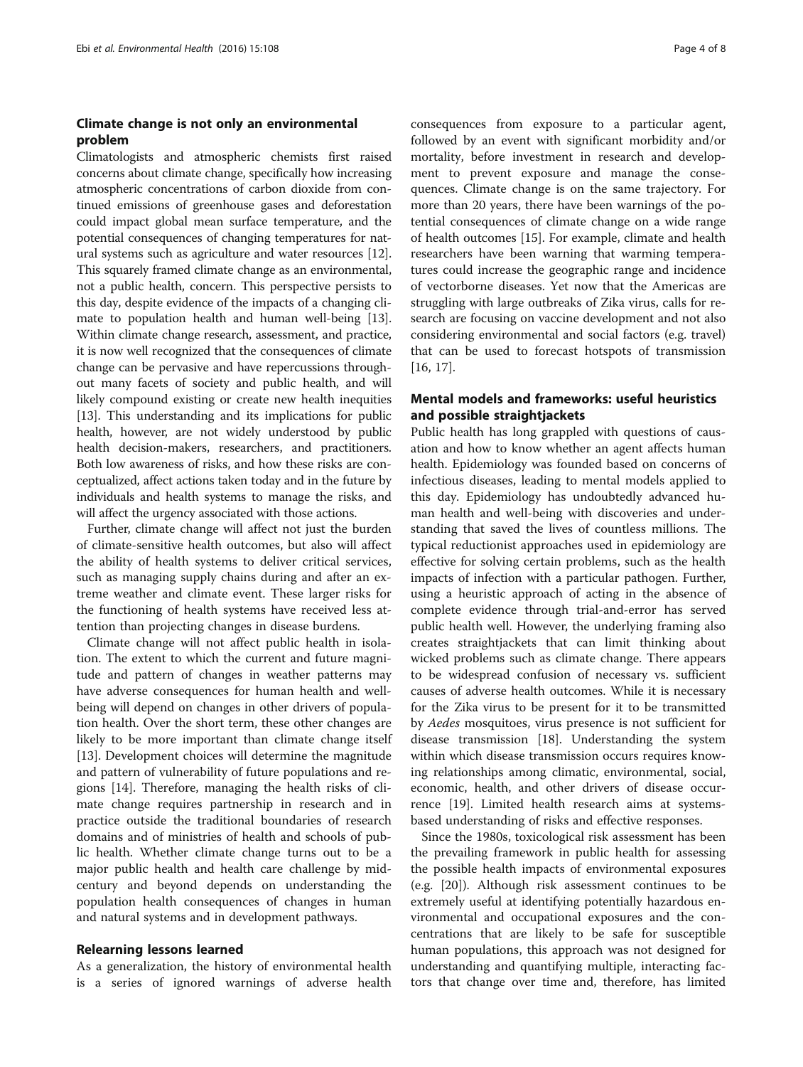## Climate change is not only an environmental problem

Climatologists and atmospheric chemists first raised concerns about climate change, specifically how increasing atmospheric concentrations of carbon dioxide from continued emissions of greenhouse gases and deforestation could impact global mean surface temperature, and the potential consequences of changing temperatures for natural systems such as agriculture and water resources [12]. This squarely framed climate change as an environmental, not a public health, concern. This perspective persists to this day, despite evidence of the impacts of a changing climate to population health and human well-being [13]. Within climate change research, assessment, and practice, it is now well recognized that the consequences of climate change can be pervasive and have repercussions throughout many facets of society and public health, and will likely compound existing or create new health inequities [13]. This understanding and its implications for public health, however, are not widely understood by public health decision-makers, researchers, and practitioners. Both low awareness of risks, and how these risks are conceptualized, affect actions taken today and in the future by individuals and health systems to manage the risks, and will affect the urgency associated with those actions.

Further, climate change will affect not just the burden of climate-sensitive health outcomes, but also will affect the ability of health systems to deliver critical services, such as managing supply chains during and after an extreme weather and climate event. These larger risks for the functioning of health systems have received less attention than projecting changes in disease burdens.

Climate change will not affect public health in isolation. The extent to which the current and future magnitude and pattern of changes in weather patterns may have adverse consequences for human health and well-being will depend on changes in other drivers of population health. Over the short term, these other changes are likely to be more important than climate change itself [13]. Development choices will determine the magnitude and pattern of vulnerability of future populations and regions [14]. Therefore, managing the health risks of climate change requires partnership in research and in practice outside the traditional boundaries of research domains and of ministries of health and schools of public health. Whether climate change turns out to be a major public health and health care challenge by mid-century and beyond depends on understanding the population health consequences of changes in human and natural systems and in development pathways.

## Relearning lessons learned

As a generalization, the history of environmental health is a series of ignored warnings of adverse health consequences from exposure to a particular agent, followed by an event with significant morbidity and/or mortality, before investment in research and development to prevent exposure and manage the consequences. Climate change is on the same trajectory. For more than 20 years, there have been warnings of the potential consequences of climate change on a wide range of health outcomes [15]. For example, climate and health researchers have been warning that warming temperatures could increase the geographic range and incidence of vectorborne diseases. Yet now that the Americas are struggling with large outbreaks of Zika virus, calls for research are focusing on vaccine development and not also considering environmental and social factors (e.g. travel) that can be used to forecast hotspots of transmission [16, 17].

## Mental models and frameworks: useful heuristics and possible straightjackets

Public health has long grappled with questions of causation and how to know whether an agent affects human health. Epidemiology was founded based on concerns of infectious diseases, leading to mental models applied to this day. Epidemiology has undoubtedly advanced human health and well-being with discoveries and understanding that saved the lives of countless millions. The typical reductionist approaches used in epidemiology are effective for solving certain problems, such as the health impacts of infection with a particular pathogen. Further, using a heuristic approach of acting in the absence of complete evidence through trial-and-error has served public health well. However, the underlying framing also creates straightjackets that can limit thinking about wicked problems such as climate change. There appears to be widespread confusion of necessary vs. sufficient causes of adverse health outcomes. While it is necessary for the Zika virus to be present for it to be transmitted by *Aedes* mosquitoes, virus presence is not sufficient for disease transmission [18]. Understanding the system within which disease transmission occurs requires knowing relationships among climatic, environmental, social, economic, health, and other drivers of disease occurrence [19]. Limited health research aims at systems-based understanding of risks and effective responses.

Since the 1980s, toxicological risk assessment has been the prevailing framework in public health for assessing the possible health impacts of environmental exposures (e.g. [20]). Although risk assessment continues to be extremely useful at identifying potentially hazardous environmental and occupational exposures and the concentrations that are likely to be safe for susceptible human populations, this approach was not designed for understanding and quantifying multiple, interacting factors that change over time and, therefore, has limited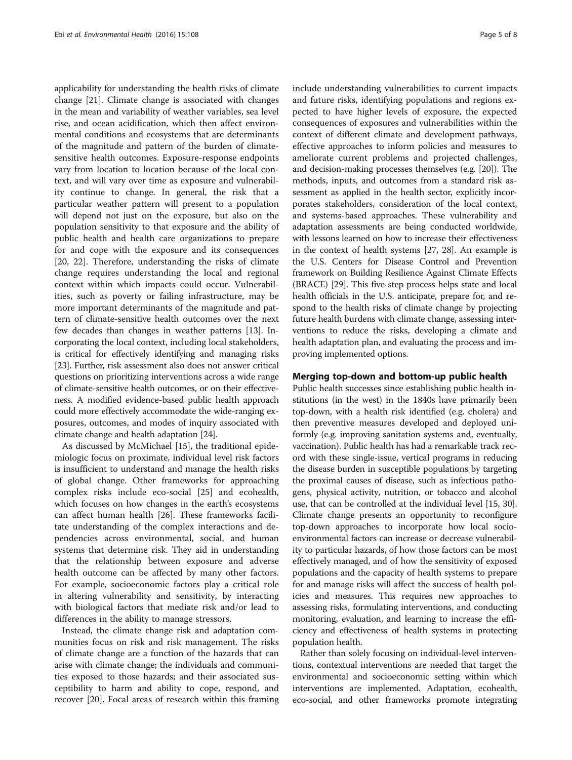applicability for understanding the health risks of climate change [21]. Climate change is associated with changes in the mean and variability of weather variables, sea level rise, and ocean acidification, which then affect environmental conditions and ecosystems that are determinants of the magnitude and pattern of the burden of climate-sensitive health outcomes. Exposure-response endpoints vary from location to location because of the local context, and will vary over time as exposure and vulnerability continue to change. In general, the risk that a particular weather pattern will present to a population will depend not just on the exposure, but also on the population sensitivity to that exposure and the ability of public health and health care organizations to prepare for and cope with the exposure and its consequences [20, 22]. Therefore, understanding the risks of climate change requires understanding the local and regional context within which impacts could occur. Vulnerabilities, such as poverty or failing infrastructure, may be more important determinants of the magnitude and pattern of climate-sensitive health outcomes over the next few decades than changes in weather patterns [13]. Incorporating the local context, including local stakeholders, is critical for effectively identifying and managing risks [23]. Further, risk assessment also does not answer critical questions on prioritizing interventions across a wide range of climate-sensitive health outcomes, or on their effectiveness. A modified evidence-based public health approach could more effectively accommodate the wide-ranging exposures, outcomes, and modes of inquiry associated with climate change and health adaptation [24].

As discussed by McMichael [15], the traditional epidemiologic focus on proximate, individual level risk factors is insufficient to understand and manage the health risks of global change. Other frameworks for approaching complex risks include eco-social [25] and ecohealth, which focuses on how changes in the earth's ecosystems can affect human health [26]. These frameworks facilitate understanding of the complex interactions and dependencies across environmental, social, and human systems that determine risk. They aid in understanding that the relationship between exposure and adverse health outcome can be affected by many other factors. For example, socioeconomic factors play a critical role in altering vulnerability and sensitivity, by interacting with biological factors that mediate risk and/or lead to differences in the ability to manage stressors.

Instead, the climate change risk and adaptation communities focus on risk and risk management. The risks of climate change are a function of the hazards that can arise with climate change; the individuals and communities exposed to those hazards; and their associated susceptibility to harm and ability to cope, respond, and recover [20]. Focal areas of research within this framing include understanding vulnerabilities to current impacts and future risks, identifying populations and regions expected to have higher levels of exposure, the expected consequences of exposures and vulnerabilities within the context of different climate and development pathways, effective approaches to inform policies and measures to ameliorate current problems and projected challenges, and decision-making processes themselves (e.g. [20]). The methods, inputs, and outcomes from a standard risk assessment as applied in the health sector, explicitly incorporates stakeholders, consideration of the local context, and systems-based approaches. These vulnerability and adaptation assessments are being conducted worldwide, with lessons learned on how to increase their effectiveness in the context of health systems [27, 28]. An example is the U.S. Centers for Disease Control and Prevention framework on Building Resilience Against Climate Effects (BRACE) [29]. This five-step process helps state and local health officials in the U.S. anticipate, prepare for, and respond to the health risks of climate change by projecting future health burdens with climate change, assessing interventions to reduce the risks, developing a climate and health adaptation plan, and evaluating the process and improving implemented options.

## Merging top-down and bottom-up public health

Public health successes since establishing public health institutions (in the west) in the 1840s have primarily been top-down, with a health risk identified (e.g. cholera) and then preventive measures developed and deployed uniformly (e.g. improving sanitation systems and, eventually, vaccination). Public health has had a remarkable track record with these single-issue, vertical programs in reducing the disease burden in susceptible populations by targeting the proximal causes of disease, such as infectious pathogens, physical activity, nutrition, or tobacco and alcohol use, that can be controlled at the individual level [15, 30]. Climate change presents an opportunity to reconfigure top-down approaches to incorporate how local socio-environmental factors can increase or decrease vulnerability to particular hazards, of how those factors can be most effectively managed, and of how the sensitivity of exposed populations and the capacity of health systems to prepare for and manage risks will affect the success of health policies and measures. This requires new approaches to assessing risks, formulating interventions, and conducting monitoring, evaluation, and learning to increase the efficiency and effectiveness of health systems in protecting population health.

Rather than solely focusing on individual-level interventions, contextual interventions are needed that target the environmental and socioeconomic setting within which interventions are implemented. Adaptation, ecohealth, eco-social, and other frameworks promote integrating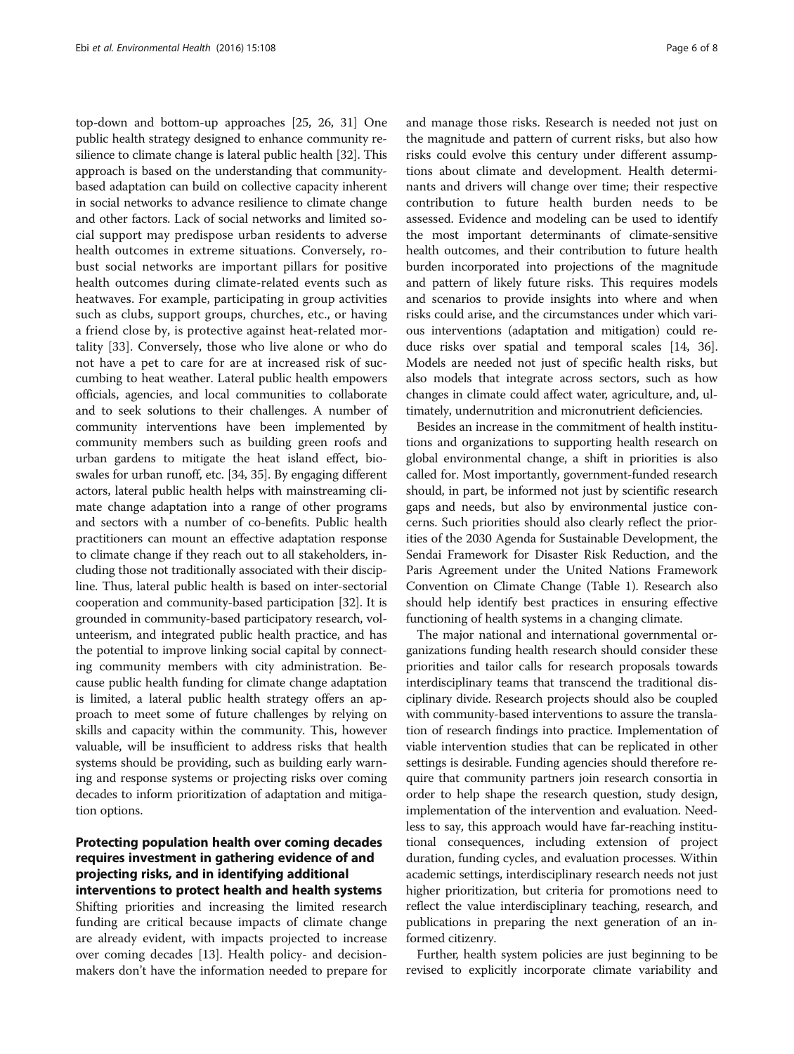top-down and bottom-up approaches [25, 26, 31] One public health strategy designed to enhance community resilience to climate change is lateral public health [32]. This approach is based on the understanding that community-based adaptation can build on collective capacity inherent in social networks to advance resilience to climate change and other factors. Lack of social networks and limited social support may predispose urban residents to adverse health outcomes in extreme situations. Conversely, robust social networks are important pillars for positive health outcomes during climate-related events such as heatwaves. For example, participating in group activities such as clubs, support groups, churches, etc., or having a friend close by, is protective against heat-related mortality [33]. Conversely, those who live alone or who do not have a pet to care for are at increased risk of succumbing to heat weather. Lateral public health empowers officials, agencies, and local communities to collaborate and to seek solutions to their challenges. A number of community interventions have been implemented by community members such as building green roofs and urban gardens to mitigate the heat island effect, bioswales for urban runoff, etc. [34, 35]. By engaging different actors, lateral public health helps with mainstreaming climate change adaptation into a range of other programs and sectors with a number of co-benefits. Public health practitioners can mount an effective adaptation response to climate change if they reach out to all stakeholders, including those not traditionally associated with their discipline. Thus, lateral public health is based on inter-sectorial cooperation and community-based participation [32]. It is grounded in community-based participatory research, volunteerism, and integrated public health practice, and has the potential to improve linking social capital by connecting community members with city administration. Because public health funding for climate change adaptation is limited, a lateral public health strategy offers an approach to meet some of future challenges by relying on skills and capacity within the community. This, however valuable, will be insufficient to address risks that health systems should be providing, such as building early warning and response systems or projecting risks over coming decades to inform prioritization of adaptation and mitigation options.

## Protecting population health over coming decades requires investment in gathering evidence of and projecting risks, and in identifying additional interventions to protect health and health systems

Shifting priorities and increasing the limited research funding are critical because impacts of climate change are already evident, with impacts projected to increase over coming decades [13]. Health policy- and decision-makers don't have the information needed to prepare for and manage those risks. Research is needed not just on the magnitude and pattern of current risks, but also how risks could evolve this century under different assumptions about climate and development. Health determinants and drivers will change over time; their respective contribution to future health burden needs to be assessed. Evidence and modeling can be used to identify the most important determinants of climate-sensitive health outcomes, and their contribution to future health burden incorporated into projections of the magnitude and pattern of likely future risks. This requires models and scenarios to provide insights into where and when risks could arise, and the circumstances under which various interventions (adaptation and mitigation) could reduce risks over spatial and temporal scales [14, 36]. Models are needed not just of specific health risks, but also models that integrate across sectors, such as how changes in climate could affect water, agriculture, and, ultimately, undernutrition and micronutrient deficiencies.

Besides an increase in the commitment of health institutions and organizations to supporting health research on global environmental change, a shift in priorities is also called for. Most importantly, government-funded research should, in part, be informed not just by scientific research gaps and needs, but also by environmental justice concerns. Such priorities should also clearly reflect the priorities of the 2030 Agenda for Sustainable Development, the Sendai Framework for Disaster Risk Reduction, and the Paris Agreement under the United Nations Framework Convention on Climate Change (Table 1). Research also should help identify best practices in ensuring effective functioning of health systems in a changing climate.

The major national and international governmental organizations funding health research should consider these priorities and tailor calls for research proposals towards interdisciplinary teams that transcend the traditional disciplinary divide. Research projects should also be coupled with community-based interventions to assure the translation of research findings into practice. Implementation of viable intervention studies that can be replicated in other settings is desirable. Funding agencies should therefore require that community partners join research consortia in order to help shape the research question, study design, implementation of the intervention and evaluation. Needless to say, this approach would have far-reaching institutional consequences, including extension of project duration, funding cycles, and evaluation processes. Within academic settings, interdisciplinary research needs not just higher prioritization, but criteria for promotions need to reflect the value interdisciplinary teaching, research, and publications in preparing the next generation of an informed citizenry.

Further, health system policies are just beginning to be revised to explicitly incorporate climate variability and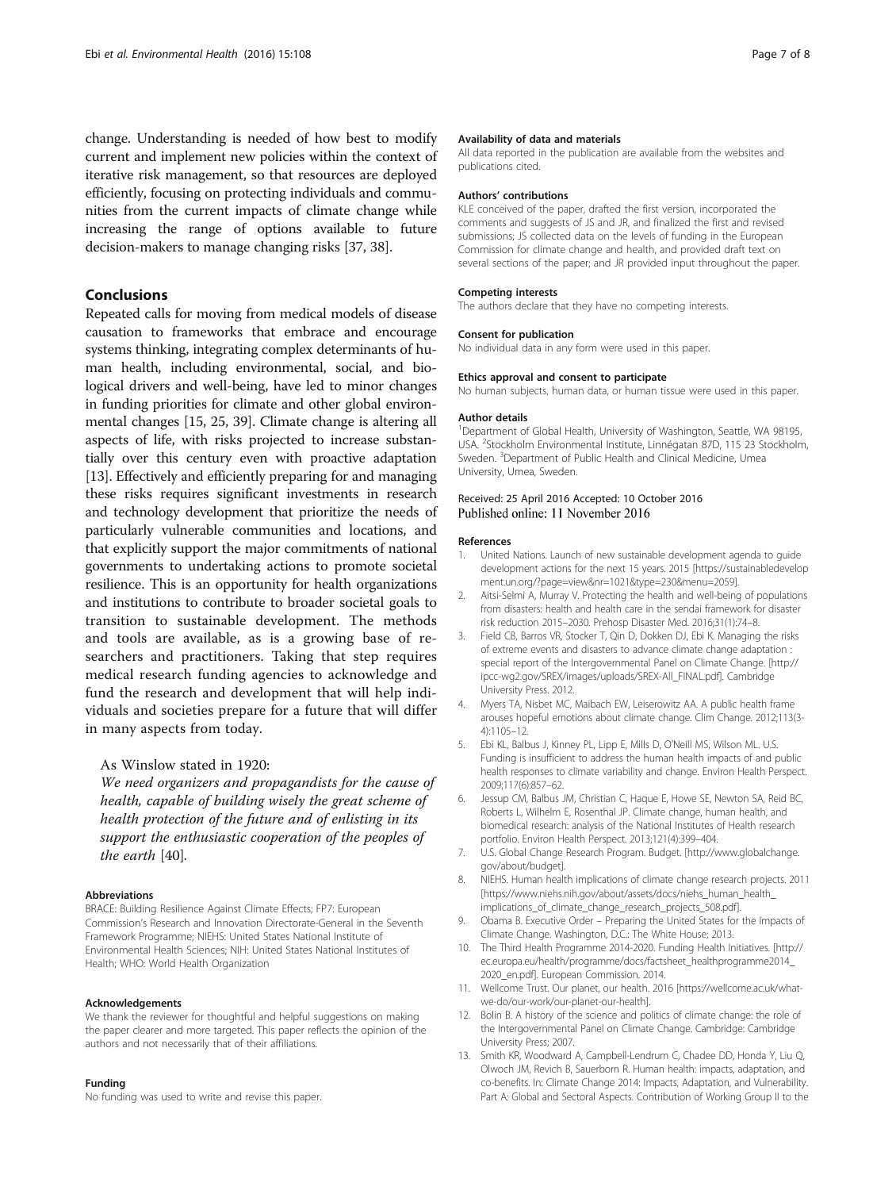change. Understanding is needed of how best to modify current and implement new policies within the context of iterative risk management, so that resources are deployed efficiently, focusing on protecting individuals and communities from the current impacts of climate change while increasing the range of options available to future decision-makers to manage changing risks [37, 38].

## Conclusions

Repeated calls for moving from medical models of disease causation to frameworks that embrace and encourage systems thinking, integrating complex determinants of human health, including environmental, social, and biological drivers and well-being, have led to minor changes in funding priorities for climate and other global environmental changes [15, 25, 39]. Climate change is altering all aspects of life, with risks projected to increase substantially over this century even with proactive adaptation [13]. Effectively and efficiently preparing for and managing these risks requires significant investments in research and technology development that prioritize the needs of particularly vulnerable communities and locations, and that explicitly support the major commitments of national governments to undertaking actions to promote societal resilience. This is an opportunity for health organizations and institutions to contribute to broader societal goals to transition to sustainable development. The methods and tools are available, as is a growing base of researchers and practitioners. Taking that step requires medical research funding agencies to acknowledge and fund the research and development that will help individuals and societies prepare for a future that will differ in many aspects from today.

As Winslow stated in 1920:

*We need organizers and propagandists for the cause of health, capable of building wisely the great scheme of health protection of the future and of enlisting in its support the enthusiastic cooperation of the peoples of the earth* [40].

#### Abbreviations

BRACE: Building Resilience Against Climate Effects; FP7: European Commission's Research and Innovation Directorate-General in the Seventh Framework Programme; NIEHS: United States National Institute of Environmental Health Sciences; NIH: United States National Institutes of Health; WHO: World Health Organization

#### Acknowledgements

We thank the reviewer for thoughtful and helpful suggestions on making the paper clearer and more targeted. This paper reflects the opinion of the authors and not necessarily that of their affiliations.

#### Funding

No funding was used to write and revise this paper.

#### Availability of data and materials

All data reported in the publication are available from the websites and publications cited.

#### Authors' contributions

KLE conceived of the paper, drafted the first version, incorporated the comments and suggests of JS and JR, and finalized the first and revised submissions; JS collected data on the levels of funding in the European Commission for climate change and health, and provided draft text on several sections of the paper; and JR provided input throughout the paper.

#### Competing interests

The authors declare that they have no competing interests.

#### Consent for publication

No individual data in any form were used in this paper.

#### Ethics approval and consent to participate

No human subjects, human data, or human tissue were used in this paper.

#### Author details

[1]Department of Global Health, University of Washington, Seattle, WA 98195, USA. [2]Stockholm Environmental Institute, Linnégatan 87D, 115 23 Stockholm, Sweden. [3]Department of Public Health and Clinical Medicine, Umea University, Umea, Sweden.

Received: 25 April 2016 Accepted: 10 October 2016
Published online: 11 November 2016

#### References

1. United Nations. Launch of new sustainable development agenda to guide development actions for the next 15 years. 2015 [https://sustainabledevelopment.un.org/?page=view&nr=1021&type=230&menu=2059].
2. Aitsi-Selmi A, Murray V. Protecting the health and well-being of populations from disasters: health and health care in the sendai framework for disaster risk reduction 2015–2030. Prehosp Disaster Med. 2016;31(1):74–8.
3. Field CB, Barros VR, Stocker T, Qin D, Dokken DJ, Ebi K. Managing the risks of extreme events and disasters to advance climate change adaptation : special report of the Intergovernmental Panel on Climate Change. [http://ipcc-wg2.gov/SREX/images/uploads/SREX-All_FINAL.pdf]. Cambridge University Press. 2012.
4. Myers TA, Nisbet MC, Maibach EW, Leiserowitz AA. A public health frame arouses hopeful emotions about climate change. Clim Change. 2012;113(3-4):1105–12.
5. Ebi KL, Balbus J, Kinney PL, Lipp E, Mills D, O'Neill MS, Wilson ML. U.S. Funding is insufficient to address the human health impacts of and public health responses to climate variability and change. Environ Health Perspect. 2009;117(6):857–62.
6. Jessup CM, Balbus JM, Christian C, Haque E, Howe SE, Newton SA, Reid BC, Roberts L, Wilhelm E, Rosenthal JP. Climate change, human health, and biomedical research: analysis of the National Institutes of Health research portfolio. Environ Health Perspect. 2013;121(4):399–404.
7. U.S. Global Change Research Program. Budget. [http://www.globalchange.gov/about/budget].
8. NIEHS. Human health implications of climate change research projects. 2011 [https://www.niehs.nih.gov/about/assets/docs/niehs_human_health_implications_of_climate_change_research_projects_508.pdf].
9. Obama B. Executive Order – Preparing the United States for the Impacts of Climate Change. Washington, D.C.: The White House; 2013.
10. The Third Health Programme 2014-2020. Funding Health Initiatives. [http://ec.europa.eu/health/programme/docs/factsheet_healthprogramme2014_2020_en.pdf]. European Commission. 2014.
11. Wellcome Trust. Our planet, our health. 2016 [https://wellcome.ac.uk/what-we-do/our-work/our-planet-our-health].
12. Bolin B. A history of the science and politics of climate change: the role of the Intergovernmental Panel on Climate Change. Cambridge: Cambridge University Press; 2007.
13. Smith KR, Woodward A, Campbell-Lendrum C, Chadee DD, Honda Y, Liu Q, Olwoch JM, Revich B, Sauerborn R. Human health: impacts, adaptation, and co-benefits. In: Climate Change 2014: Impacts, Adaptation, and Vulnerability. Part A: Global and Sectoral Aspects. Contribution of Working Group II to the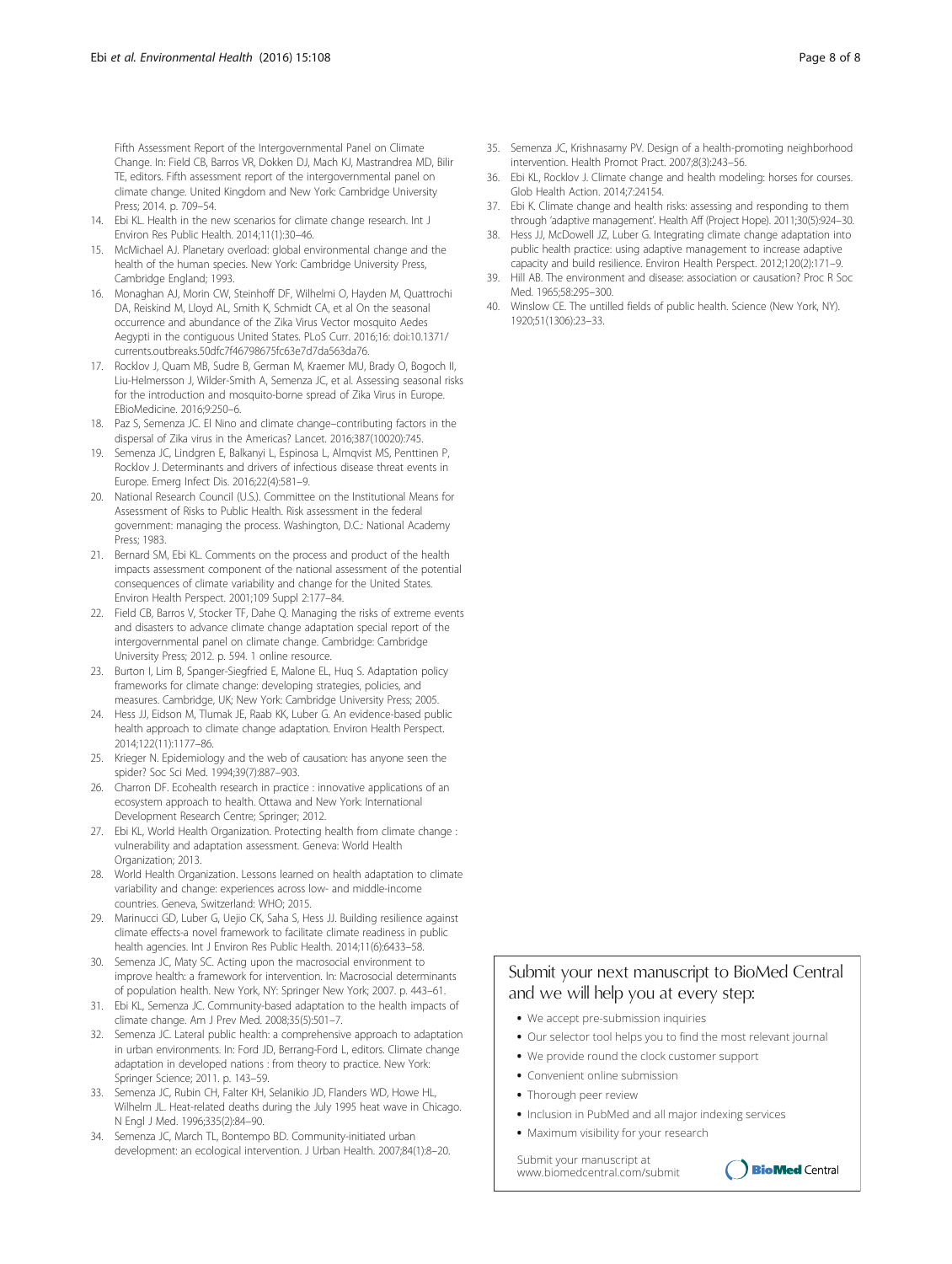Fifth Assessment Report of the Intergovernmental Panel on Climate Change. In: Field CB, Barros VR, Dokken DJ, Mach KJ, Mastrandrea MD, Bilir TE, editors. Fifth assessment report of the intergovernmental panel on climate change. United Kingdom and New York: Cambridge University Press; 2014. p. 709–54.

14. Ebi KL. Health in the new scenarios for climate change research. Int J Environ Res Public Health. 2014;11(1):30–46.
15. McMichael AJ. Planetary overload: global environmental change and the health of the human species. New York: Cambridge University Press, Cambridge England; 1993.
16. Monaghan AJ, Morin CW, Steinhoff DF, Wilhelmi O, Hayden M, Quattrochi DA, Reiskind M, Lloyd AL, Smith K, Schmidt CA, et al On the seasonal occurrence and abundance of the Zika Virus Vector mosquito Aedes Aegypti in the contiguous United States. PLoS Curr. 2016;16: doi:10.1371/currents.outbreaks.50dfc7f46798675fc63e7d7da563da76.
17. Rocklov J, Quam MB, Sudre B, German M, Kraemer MU, Brady O, Bogoch II, Liu-Helmersson J, Wilder-Smith A, Semenza JC, et al. Assessing seasonal risks for the introduction and mosquito-borne spread of Zika Virus in Europe. EBioMedicine. 2016;9:250–6.
18. Paz S, Semenza JC. El Nino and climate change–contributing factors in the dispersal of Zika virus in the Americas? Lancet. 2016;387(10020):745.
19. Semenza JC, Lindgren E, Balkanyi L, Espinosa L, Almqvist MS, Penttinen P, Rocklov J. Determinants and drivers of infectious disease threat events in Europe. Emerg Infect Dis. 2016;22(4):581–9.
20. National Research Council (U.S.). Committee on the Institutional Means for Assessment of Risks to Public Health. Risk assessment in the federal government: managing the process. Washington, D.C.: National Academy Press; 1983.
21. Bernard SM, Ebi KL. Comments on the process and product of the health impacts assessment component of the national assessment of the potential consequences of climate variability and change for the United States. Environ Health Perspect. 2001;109 Suppl 2:177–84.
22. Field CB, Barros V, Stocker TF, Dahe Q. Managing the risks of extreme events and disasters to advance climate change adaptation special report of the intergovernmental panel on climate change. Cambridge: Cambridge University Press; 2012. p. 594. 1 online resource.
23. Burton I, Lim B, Spanger-Siegfried E, Malone EL, Huq S. Adaptation policy frameworks for climate change: developing strategies, policies, and measures. Cambridge, UK; New York: Cambridge University Press; 2005.
24. Hess JJ, Eidson M, Tlumak JE, Raab KK, Luber G. An evidence-based public health approach to climate change adaptation. Environ Health Perspect. 2014;122(11):1177–86.
25. Krieger N. Epidemiology and the web of causation: has anyone seen the spider? Soc Sci Med. 1994;39(7):887–903.
26. Charron DF. Ecohealth research in practice : innovative applications of an ecosystem approach to health. Ottawa and New York: International Development Research Centre; Springer; 2012.
27. Ebi KL, World Health Organization. Protecting health from climate change : vulnerability and adaptation assessment. Geneva: World Health Organization; 2013.
28. World Health Organization. Lessons learned on health adaptation to climate variability and change: experiences across low- and middle-income countries. Geneva, Switzerland: WHO; 2015.
29. Marinucci GD, Luber G, Uejio CK, Saha S, Hess JJ. Building resilience against climate effects-a novel framework to facilitate climate readiness in public health agencies. Int J Environ Res Public Health. 2014;11(6):6433–58.
30. Semenza JC, Maty SC. Acting upon the macrosocial environment to improve health: a framework for intervention. In: Macrosocial determinants of population health. New York, NY: Springer New York; 2007. p. 443–61.
31. Ebi KL, Semenza JC. Community-based adaptation to the health impacts of climate change. Am J Prev Med. 2008;35(5):501–7.
32. Semenza JC. Lateral public health: a comprehensive approach to adaptation in urban environments. In: Ford JD, Berrang-Ford L, editors. Climate change adaptation in developed nations : from theory to practice. New York: Springer Science; 2011. p. 143–59.
33. Semenza JC, Rubin CH, Falter KH, Selanikio JD, Flanders WD, Howe HL, Wilhelm JL. Heat-related deaths during the July 1995 heat wave in Chicago. N Engl J Med. 1996;335(2):84–90.
34. Semenza JC, March TL, Bontempo BD. Community-initiated urban development: an ecological intervention. J Urban Health. 2007;84(1):8–20.
35. Semenza JC, Krishnasamy PV. Design of a health-promoting neighborhood intervention. Health Promot Pract. 2007;8(3):243–56.
36. Ebi KL, Rocklov J. Climate change and health modeling: horses for courses. Glob Health Action. 2014;7:24154.
37. Ebi K. Climate change and health risks: assessing and responding to them through 'adaptive management'. Health Aff (Project Hope). 2011;30(5):924–30.
38. Hess JJ, McDowell JZ, Luber G. Integrating climate change adaptation into public health practice: using adaptive management to increase adaptive capacity and build resilience. Environ Health Perspect. 2012;120(2):171–9.
39. Hill AB. The environment and disease: association or causation? Proc R Soc Med. 1965;58:295–300.
40. Winslow CE. The untilled fields of public health. Science (New York, NY). 1920;51(1306):23–33.

## Submit your next manuscript to BioMed Central and we will help you at every step:

- We accept pre-submission inquiries
- Our selector tool helps you to find the most relevant journal
- We provide round the clock customer support
- Convenient online submission
- Thorough peer review
- Inclusion in PubMed and all major indexing services
- Maximum visibility for your research

Submit your manuscript at
www.biomedcentral.com/submit

BioMed Central